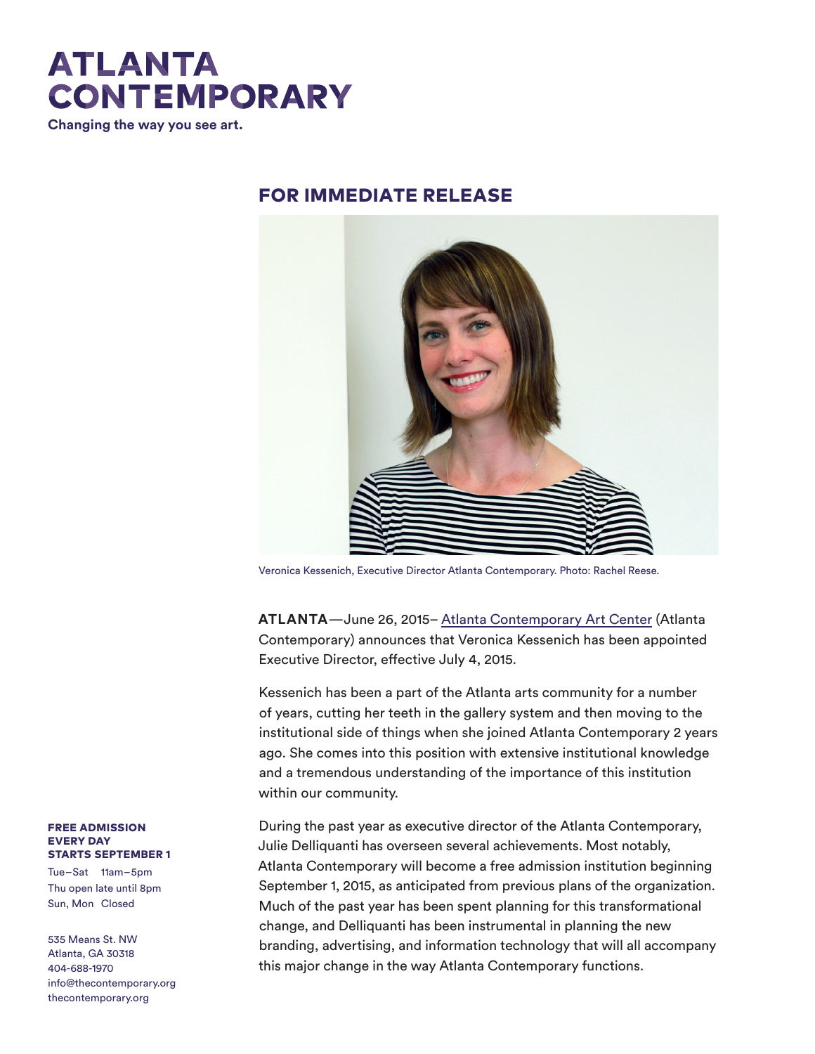# ATLANTA CONTEMPORARY

**Changing the way you see art.**

## FOR IMMEDIATE RELEASE

Veronica Kessenich, Executive Director Atlanta Contemporary. Photo: Rachel Reese.

**ATLANTA**—June 26, 2015– Atlanta Contemporary Art Center (Atlanta Contemporary) announces that Veronica Kessenich has been appointed Executive Director, effective July 4, 2015.

Kessenich has been a part of the Atlanta arts community for a number of years, cutting her teeth in the gallery system and then moving to the institutional side of things when she joined Atlanta Contemporary 2 years ago. She comes into this position with extensive institutional knowledge and a tremendous understanding of the importance of this institution within our community.

During the past year as executive director of the Atlanta Contemporary, Julie Delliquanti has overseen several achievements. Most notably, Atlanta Contemporary will become a free admission institution beginning September 1, 2015, as anticipated from previous plans of the organization. Much of the past year has been spent planning for this transformational change, and Delliquanti has been instrumental in planning the new branding, advertising, and information technology that will all accompany this major change in the way Atlanta Contemporary functions.

**FREE ADMISSION EVERY DAY STARTS SEPTEMBER 1**

Tue–Sat 11am–5pm
Thu open late until 8pm
Sun, Mon Closed

535 Means St. NW
Atlanta, GA 30318
404-688-1970
info@thecontemporary.org
thecontemporary.org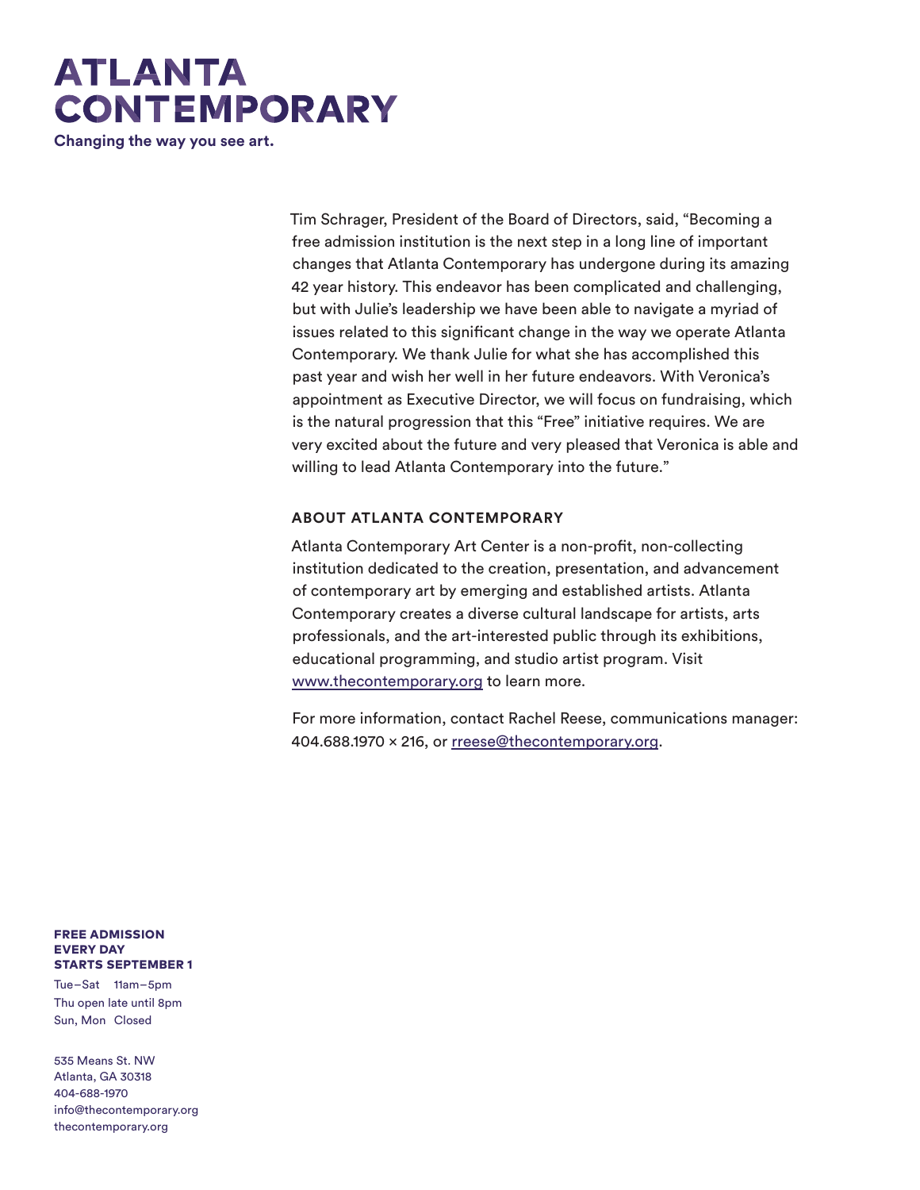# ATLANTA CONTEMPORARY

**Changing the way you see art.**

Tim Schrager, President of the Board of Directors, said, "Becoming a free admission institution is the next step in a long line of important changes that Atlanta Contemporary has undergone during its amazing 42 year history. This endeavor has been complicated and challenging, but with Julie's leadership we have been able to navigate a myriad of issues related to this significant change in the way we operate Atlanta Contemporary. We thank Julie for what she has accomplished this past year and wish her well in her future endeavors. With Veronica's appointment as Executive Director, we will focus on fundraising, which is the natural progression that this "Free" initiative requires. We are very excited about the future and very pleased that Veronica is able and willing to lead Atlanta Contemporary into the future."

## ABOUT ATLANTA CONTEMPORARY

Atlanta Contemporary Art Center is a non-profit, non-collecting institution dedicated to the creation, presentation, and advancement of contemporary art by emerging and established artists. Atlanta Contemporary creates a diverse cultural landscape for artists, arts professionals, and the art-interested public through its exhibitions, educational programming, and studio artist program. Visit www.thecontemporary.org to learn more.

For more information, contact Rachel Reese, communications manager: 404.688.1970 × 216, or rreese@thecontemporary.org.

**FREE ADMISSION EVERY DAY STARTS SEPTEMBER 1**

Tue–Sat 11am–5pm
Thu open late until 8pm
Sun, Mon Closed

535 Means St. NW
Atlanta, GA 30318
404-688-1970
info@thecontemporary.org
thecontemporary.org